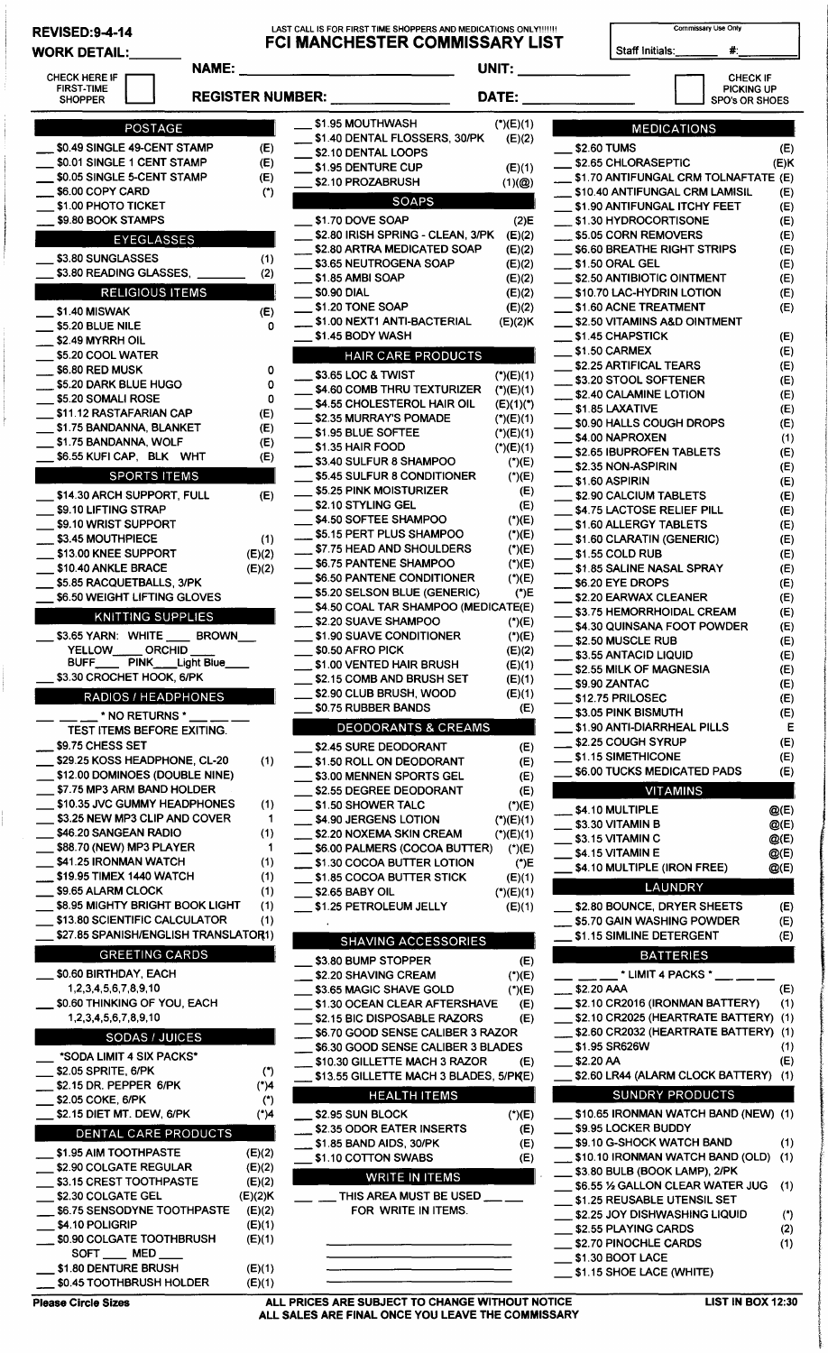REVISED:9-4-14

LAST CALL IS FOR FIRST TIME SHOPPERS AND MEDICATIONS ONLY!!!!!!!

# FCI MANCHESTER COMMISSARY LIST

Commissary Use Only

Staff Initials:_______ #:_______

WORK DETAIL:_______

CHECK HERE IF FIRST-TIME SHOPPER [ ]

NAME: ______________________ UNIT: ____________

REGISTER NUMBER: ______________ DATE: ____________

CHECK IF PICKING UP SPO's OR SHOES [ ]

## POSTAGE

| Item | Code |
|---|---|
| ___ $0.49 SINGLE 49-CENT STAMP | (E) |
| ___ $0.01 SINGLE 1 CENT STAMP | (E) |
| ___ $0.05 SINGLE 5-CENT STAMP | (E) |
| ___ $6.00 COPY CARD | (*) |
| ___ $1.00 PHOTO TICKET | |
| ___ $9.80 BOOK STAMPS | |

## EYEGLASSES

| Item | Code |
|---|---|
| ___ $3.80 SUNGLASSES | (1) |
| ___ $3.80 READING GLASSES, ________ | (2) |

## RELIGIOUS ITEMS

| Item | Code |
|---|---|
| ___ $1.40 MISWAK | (E) |
| ___ $5.20 BLUE NILE | 0 |
| ___ $2.49 MYRRH OIL | |
| ___ $5.20 COOL WATER | |
| ___ $6.80 RED MUSK | 0 |
| ___ $5.20 DARK BLUE HUGO | 0 |
| ___ $5.20 SOMALI ROSE | 0 |
| ___ $11.12 RASTAFARIAN CAP | (E) |
| ___ $1.75 BANDANNA, BLANKET | (E) |
| ___ $1.75 BANDANNA, WOLF | (E) |
| ___ $6.55 KUFI CAP, BLK WHT | (E) |

## SPORTS ITEMS

| Item | Code |
|---|---|
| ___ $14.30 ARCH SUPPORT, FULL | (E) |
| ___ $9.10 LIFTING STRAP | |
| ___ $9.10 WRIST SUPPORT | |
| ___ $3.45 MOUTHPIECE | (1) |
| ___ $13.00 KNEE SUPPORT | (E)(2) |
| ___ $10.40 ANKLE BRACE | (E)(2) |
| ___ $5.85 RACQUETBALLS, 3/PK | |
| ___ $6.50 WEIGHT LIFTING GLOVES | |

## KNITTING SUPPLIES

___ $3.65 YARN: WHITE ___ BROWN___ YELLOW___ ORCHID___ BUFF___ PINK___ Light Blue___

___ $3.30 CROCHET HOOK, 6/PK

## RADIOS / HEADPHONES

___ ___ * NO RETURNS * ___ ___

TEST ITEMS BEFORE EXITING.

| Item | Code |
|---|---|
| ___ $9.75 CHESS SET | |
| ___ $29.25 KOSS HEADPHONE, CL-20 | (1) |
| ___ $12.00 DOMINOES (DOUBLE NINE) | |
| ___ $7.75 MP3 ARM BAND HOLDER | |
| ___ $10.35 JVC GUMMY HEADPHONES | (1) |
| ___ $3.25 NEW MP3 CLIP AND COVER | 1 |
| ___ $46.20 SANGEAN RADIO | (1) |
| ___ $88.70 (NEW) MP3 PLAYER | 1 |
| ___ $41.25 IRONMAN WATCH | (1) |
| ___ $19.95 TIMEX 1440 WATCH | (1) |
| ___ $9.65 ALARM CLOCK | (1) |
| ___ $8.95 MIGHTY BRIGHT BOOK LIGHT | (1) |
| ___ $13.80 SCIENTIFIC CALCULATOR | (1) |
| ___ $27.85 SPANISH/ENGLISH TRANSLATOR | (1) |

## GREETING CARDS

___ $0.60 BIRTHDAY, EACH
1,2,3,4,5,6,7,8,9,10

___ $0.60 THINKING OF YOU, EACH
1,2,3,4,5,6,7,8,9,10

## SODAS / JUICES

___ *SODA LIMIT 4 SIX PACKS*

| Item | Code |
|---|---|
| ___ $2.05 SPRITE, 6/PK | (*) |
| ___ $2.15 DR. PEPPER 6/PK | (*)4 |
| ___ $2.05 COKE, 6/PK | (*) |
| ___ $2.15 DIET MT. DEW, 6/PK | (*)4 |

## DENTAL CARE PRODUCTS

| Item | Code |
|---|---|
| ___ $1.95 AIM TOOTHPASTE | (E)(2) |
| ___ $2.90 COLGATE REGULAR | (E)(2) |
| ___ $3.15 CREST TOOTHPASTE | (E)(2) |
| ___ $2.30 COLGATE GEL | (E)(2)K |
| ___ $6.75 SENSODYNE TOOTHPASTE | (E)(2) |
| ___ $4.10 POLIGRIP | (E)(1) |
| ___ $0.90 COLGATE TOOTHBRUSH SOFT ___ MED ___ | (E)(1) |
| ___ $1.80 DENTURE BRUSH | (E)(1) |
| ___ $0.45 TOOTHBRUSH HOLDER | (E)(1) |
| ___ $1.95 MOUTHWASH | (*)(E)(1) |
| ___ $1.40 DENTAL FLOSSERS, 30/PK | (E)(2) |
| ___ $2.10 DENTAL LOOPS | |
| ___ $1.95 DENTURE CUP | (E)(1) |
| ___ $2.10 PROZABRUSH | (1)(@) |

## SOAPS

| Item | Code |
|---|---|
| ___ $1.70 DOVE SOAP | (2)E |
| ___ $2.80 IRISH SPRING - CLEAN, 3/PK | (E)(2) |
| ___ $2.80 ARTRA MEDICATED SOAP | (E)(2) |
| ___ $3.65 NEUTROGENA SOAP | (E)(2) |
| ___ $1.85 AMBI SOAP | (E)(2) |
| ___ $0.90 DIAL | (E)(2) |
| ___ $1.20 TONE SOAP | (E)(2) |
| ___ $1.00 NEXT1 ANTI-BACTERIAL | (E)(2)K |
| ___ $1.45 BODY WASH | |

## HAIR CARE PRODUCTS

| Item | Code |
|---|---|
| ___ $3.65 LOC & TWIST | (*)(E)(1) |
| ___ $4.60 COMB THRU TEXTURIZER | (*)(E)(1) |
| ___ $4.55 CHOLESTEROL HAIR OIL | (E)(1)(*) |
| ___ $2.35 MURRAY'S POMADE | (*)(E)(1) |
| ___ $1.95 BLUE SOFTEE | (*)(E)(1) |
| ___ $1.35 HAIR FOOD | (*)(E)(1) |
| ___ $3.40 SULFUR 8 SHAMPOO | (*)(E) |
| ___ $5.45 SULFUR 8 CONDITIONER | (*)(E) |
| ___ $5.25 PINK MOISTURIZER | (E) |
| ___ $2.10 STYLING GEL | (E) |
| ___ $4.50 SOFTEE SHAMPOO | (*)(E) |
| ___ $5.15 PERT PLUS SHAMPOO | (*)(E) |
| ___ $7.75 HEAD AND SHOULDERS | (*)(E) |
| ___ $6.75 PANTENE SHAMPOO | (*)(E) |
| ___ $6.50 PANTENE CONDITIONER | (*)(E) |
| ___ $5.20 SELSON BLUE (GENERIC) | (*)E |
| ___ $4.50 COAL TAR SHAMPOO (MEDICATE | (E) |
| ___ $2.20 SUAVE SHAMPOO | (*)(E) |
| ___ $1.90 SUAVE CONDITIONER | (*)(E) |
| ___ $0.50 AFRO PICK | (E)(2) |
| ___ $1.00 VENTED HAIR BRUSH | (E)(1) |
| ___ $2.15 COMB AND BRUSH SET | (E)(1) |
| ___ $2.90 CLUB BRUSH, WOOD | (E)(1) |
| ___ $0.75 RUBBER BANDS | (E) |

## DEODORANTS & CREAMS

| Item | Code |
|---|---|
| ___ $2.45 SURE DEODORANT | (E) |
| ___ $1.50 ROLL ON DEODORANT | (E) |
| ___ $3.00 MENNEN SPORTS GEL | (E) |
| ___ $2.55 DEGREE DEODORANT | (E) |
| ___ $1.50 SHOWER TALC | (*)(E) |
| ___ $4.90 JERGENS LOTION | (*)(E)(1) |
| ___ $2.20 NOXEMA SKIN CREAM | (*)(E)(1) |
| ___ $6.00 PALMERS (COCOA BUTTER) | (*)(E) |
| ___ $1.30 COCOA BUTTER LOTION | (*)E |
| ___ $1.85 COCOA BUTTER STICK | (E)(1) |
| ___ $2.65 BABY OIL | (*)(E)(1) |
| ___ $1.25 PETROLEUM JELLY | (E)(1) |

## SHAVING ACCESSORIES

| Item | Code |
|---|---|
| ___ $3.80 BUMP STOPPER | (E) |
| ___ $2.20 SHAVING CREAM | (*)(E) |
| ___ $3.65 MAGIC SHAVE GOLD | (*)(E) |
| ___ $1.30 OCEAN CLEAR AFTERSHAVE | (E) |
| ___ $2.15 BIC DISPOSABLE RAZORS | (E) |
| ___ $6.70 GOOD SENSE CALIBER 3 RAZOR | |
| ___ $6.30 GOOD SENSE CALIBER 3 BLADES | |
| ___ $10.30 GILLETTE MACH 3 RAZOR | (E) |
| ___ $13.55 GILLETTE MACH 3 BLADES, 5/PK | (E) |

## HEALTH ITEMS

| Item | Code |
|---|---|
| ___ $2.95 SUN BLOCK | (*)(E) |
| ___ $2.35 ODOR EATER INSERTS | (E) |
| ___ $1.85 BAND AIDS, 30/PK | (E) |
| ___ $1.10 COTTON SWABS | (E) |

## WRITE IN ITEMS

___ ___ THIS AREA MUST BE USED ___ ___
FOR WRITE IN ITEMS.

______________________________

______________________________

______________________________

## MEDICATIONS

| Item | Code |
|---|---|
| ___ $2.60 TUMS | (E) |
| ___ $2.65 CHLORASEPTIC | (E)K |
| ___ $1.70 ANTIFUNGAL CRM TOLNAFTATE | (E) |
| ___ $10.40 ANTIFUNGAL CRM LAMISIL | (E) |
| ___ $1.90 ANTIFUNGAL ITCHY FEET | (E) |
| ___ $1.30 HYDROCORTISONE | (E) |
| ___ $5.05 CORN REMOVERS | (E) |
| ___ $6.60 BREATHE RIGHT STRIPS | (E) |
| ___ $1.50 ORAL GEL | (E) |
| ___ $2.50 ANTIBIOTIC OINTMENT | (E) |
| ___ $10.70 LAC-HYDRIN LOTION | (E) |
| ___ $1.60 ACNE TREATMENT | (E) |
| ___ $2.50 VITAMINS A&D OINTMENT | |
| ___ $1.45 CHAPSTICK | (E) |
| ___ $1.50 CARMEX | (E) |
| ___ $2.25 ARTIFICAL TEARS | (E) |
| ___ $3.20 STOOL SOFTENER | (E) |
| ___ $2.40 CALAMINE LOTION | (E) |
| ___ $1.85 LAXATIVE | (E) |
| ___ $0.90 HALLS COUGH DROPS | (E) |
| ___ $4.00 NAPROXEN | (1) |
| ___ $2.65 IBUPROFEN TABLETS | (E) |
| ___ $2.35 NON-ASPIRIN | (E) |
| ___ $1.60 ASPIRIN | (E) |
| ___ $2.90 CALCIUM TABLETS | (E) |
| ___ $4.75 LACTOSE RELIEF PILL | (E) |
| ___ $1.60 ALLERGY TABLETS | (E) |
| ___ $1.60 CLARATIN (GENERIC) | (E) |
| ___ $1.55 COLD RUB | (E) |
| ___ $1.85 SALINE NASAL SPRAY | (E) |
| ___ $6.20 EYE DROPS | (E) |
| ___ $2.20 EARWAX CLEANER | (E) |
| ___ $3.75 HEMORRHOIDAL CREAM | (E) |
| ___ $4.30 QUINSANA FOOT POWDER | (E) |
| ___ $2.50 MUSCLE RUB | (E) |
| ___ $3.55 ANTACID LIQUID | (E) |
| ___ $2.55 MILK OF MAGNESIA | (E) |
| ___ $9.90 ZANTAC | (E) |
| ___ $12.75 PRILOSEC | (E) |
| ___ $3.05 PINK BISMUTH | (E) |
| ___ $1.90 ANTI-DIARRHEAL PILLS | E |
| ___ $2.25 COUGH SYRUP | (E) |
| ___ $1.15 SIMETHICONE | (E) |
| ___ $6.00 TUCKS MEDICATED PADS | (E) |

## VITAMINS

| Item | Code |
|---|---|
| ___ $4.10 MULTIPLE | @(E) |
| ___ $3.30 VITAMIN B | @(E) |
| ___ $3.15 VITAMIN C | @(E) |
| ___ $4.15 VITAMIN E | @(E) |
| ___ $4.10 MULTIPLE (IRON FREE) | @(E) |

## LAUNDRY

| Item | Code |
|---|---|
| ___ $2.80 BOUNCE, DRYER SHEETS | (E) |
| ___ $5.70 GAIN WASHING POWDER | (E) |
| ___ $1.15 SIMLINE DETERGENT | (E) |

## BATTERIES

___ ___ * LIMIT 4 PACKS * ___ ___

| Item | Code |
|---|---|
| ___ $2.20 AAA | (E) |
| ___ $2.10 CR2016 (IRONMAN BATTERY) | (1) |
| ___ $2.10 CR2025 (HEARTRATE BATTERY) | (1) |
| ___ $2.60 CR2032 (HEARTRATE BATTERY) | (1) |
| ___ $1.95 SR626W | (1) |
| ___ $2.20 AA | (E) |
| ___ $2.60 LR44 (ALARM CLOCK BATTERY) | (1) |

## SUNDRY PRODUCTS

| Item | Code |
|---|---|
| ___ $10.65 IRONMAN WATCH BAND (NEW) | (1) |
| ___ $9.95 LOCKER BUDDY | |
| ___ $9.10 G-SHOCK WATCH BAND | (1) |
| ___ $10.10 IRONMAN WATCH BAND (OLD) | (1) |
| ___ $3.80 BULB (BOOK LAMP), 2/PK | |
| ___ $6.55 ½ GALLON CLEAR WATER JUG | (1) |
| ___ $1.25 REUSABLE UTENSIL SET | |
| ___ $2.25 JOY DISHWASHING LIQUID | (*) |
| ___ $2.55 PLAYING CARDS | (2) |
| ___ $2.70 PINOCHLE CARDS | (1) |
| ___ $1.30 BOOT LACE | |
| ___ $1.15 SHOE LACE (WHITE) | |

**Please Circle Sizes**

ALL PRICES ARE SUBJECT TO CHANGE WITHOUT NOTICE
ALL SALES ARE FINAL ONCE YOU LEAVE THE COMMISSARY

LIST IN BOX 12:30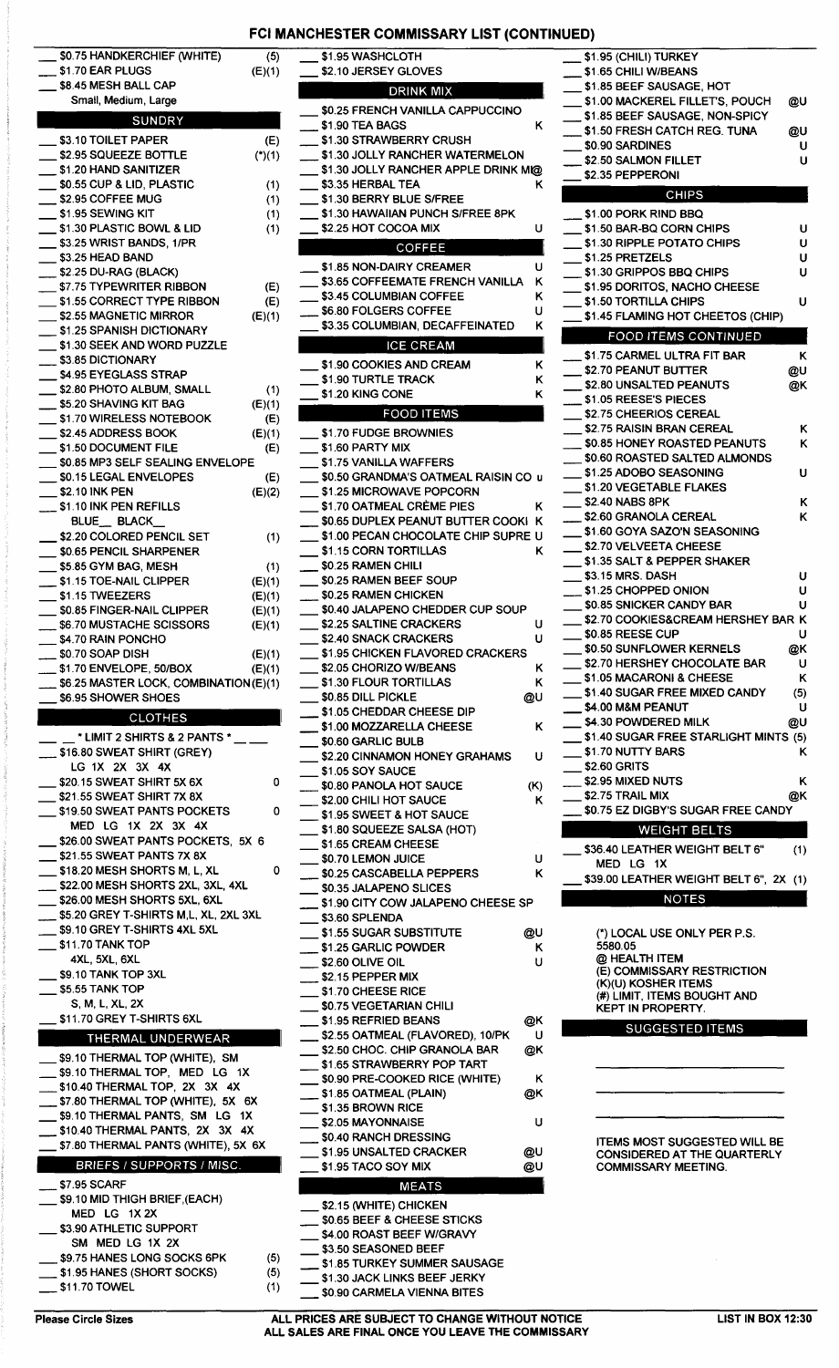# FCI MANCHESTER COMMISSARY LIST (CONTINUED)

___ $0.75 HANDKERCHIEF (WHITE) (5)
___ $1.70 EAR PLUGS (E)(1)
___ $8.45 MESH BALL CAP
Small, Medium, Large

## SUNDRY

___ $3.10 TOILET PAPER (E)
___ $2.95 SQUEEZE BOTTLE (*)(1)
___ $1.20 HAND SANITIZER
___ $0.55 CUP & LID, PLASTIC (1)
___ $2.95 COFFEE MUG (1)
___ $1.95 SEWING KIT (1)
___ $1.30 PLASTIC BOWL & LID (1)
___ $3.25 WRIST BANDS, 1/PR
___ $3.25 HEAD BAND
___ $2.25 DU-RAG (BLACK)
___ $7.75 TYPEWRITER RIBBON (E)
___ $1.55 CORRECT TYPE RIBBON (E)
___ $2.55 MAGNETIC MIRROR (E)(1)
___ $1.25 SPANISH DICTIONARY
___ $1.30 SEEK AND WORD PUZZLE
___ $3.85 DICTIONARY
___ $4.95 EYEGLASS STRAP
___ $2.80 PHOTO ALBUM, SMALL (1)
___ $5.20 SHAVING KIT BAG (E)(1)
___ $1.70 WIRELESS NOTEBOOK (E)
___ $2.45 ADDRESS BOOK (E)(1)
___ $1.50 DOCUMENT FILE (E)
___ $0.85 MP3 SELF SEALING ENVELOPE
___ $0.15 LEGAL ENVELOPES (E)
___ $2.10 INK PEN (E)(2)
___ $1.10 INK PEN REFILLS
BLUE___ BLACK___
___ $2.20 COLORED PENCIL SET (1)
___ $0.65 PENCIL SHARPENER
___ $5.85 GYM BAG, MESH (1)
___ $1.15 TOE-NAIL CLIPPER (E)(1)
___ $1.15 TWEEZERS (E)(1)
___ $0.85 FINGER-NAIL CLIPPER (E)(1)
___ $6.70 MUSTACHE SCISSORS (E)(1)
___ $4.70 RAIN PONCHO
___ $0.70 SOAP DISH (E)(1)
___ $1.70 ENVELOPE, 50/BOX (E)(1)
___ $6.25 MASTER LOCK, COMBINATION (E)(1)
___ $6.95 SHOWER SHOES

## CLOTHES

___ * LIMIT 2 SHIRTS & 2 PANTS * ___
___ $16.80 SWEAT SHIRT (GREY)
LG 1X 2X 3X 4X
___ $20.15 SWEAT SHIRT 5X 6X 0
___ $21.55 SWEAT SHIRT 7X 8X
___ $19.50 SWEAT PANTS POCKETS 0
MED LG 1X 2X 3X 4X
___ $26.00 SWEAT PANTS POCKETS, 5X 6
___ $21.55 SWEAT PANTS 7X 8X
___ $18.20 MESH SHORTS M, L, XL 0
___ $22.00 MESH SHORTS 2XL, 3XL, 4XL
___ $26.00 MESH SHORTS 5XL, 6XL
___ $5.20 GREY T-SHIRTS M,L, XL, 2XL 3XL
___ $9.10 GREY T-SHIRTS 4XL 5XL
___ $11.70 TANK TOP
4XL, 5XL, 6XL
___ $9.10 TANK TOP 3XL
___ $5.55 TANK TOP
S, M, L, XL, 2X
___ $11.70 GREY T-SHIRTS 6XL

## THERMAL UNDERWEAR

___ $9.10 THERMAL TOP (WHITE), SM
___ $9.10 THERMAL TOP, MED LG 1X
___ $10.40 THERMAL TOP, 2X 3X 4X
___ $7.80 THERMAL TOP (WHITE), 5X 6X
___ $9.10 THERMAL PANTS, SM LG 1X
___ $10.40 THERMAL PANTS, 2X 3X 4X
___ $7.80 THERMAL PANTS (WHITE), 5X 6X

## BRIEFS / SUPPORTS / MISC.

___ $7.95 SCARF
___ $9.10 MID THIGH BRIEF,(EACH)
MED LG 1X 2X
___ $3.90 ATHLETIC SUPPORT
SM MED LG 1X 2X
___ $9.75 HANES LONG SOCKS 6PK (5)
___ $1.95 HANES (SHORT SOCKS) (5)
___ $11.70 TOWEL (1)

___ $1.95 WASHCLOTH
___ $2.10 JERSEY GLOVES

## DRINK MIX

___ $0.25 FRENCH VANILLA CAPPUCCINO
___ $1.90 TEA BAGS K
___ $1.30 STRAWBERRY CRUSH
___ $1.30 JOLLY RANCHER WATERMELON
___ $1.30 JOLLY RANCHER APPLE DRINK MI@
___ $3.35 HERBAL TEA K
___ $1.30 BERRY BLUE S/FREE
___ $1.30 HAWAIIAN PUNCH S/FREE 8PK
___ $2.25 HOT COCOA MIX U

## COFFEE

___ $1.85 NON-DAIRY CREAMER U
___ $3.65 COFFEEMATE FRENCH VANILLA K
___ $3.45 COLUMBIAN COFFEE K
___ $6.80 FOLGERS COFFEE U
___ $3.35 COLUMBIAN, DECAFFEINATED K

## ICE CREAM

___ $1.90 COOKIES AND CREAM K
___ $1.90 TURTLE TRACK K
___ $1.20 KING CONE K

## FOOD ITEMS

___ $1.70 FUDGE BROWNIES
___ $1.60 PARTY MIX
___ $1.75 VANILLA WAFFERS
___ $0.50 GRANDMA'S OATMEAL RAISIN CO u
___ $1.25 MICROWAVE POPCORN
___ $1.70 OATMEAL CRÈME PIES K
___ $0.65 DUPLEX PEANUT BUTTER COOKI K
___ $1.00 PECAN CHOCOLATE CHIP SUPRE U
___ $1.15 CORN TORTILLAS K
___ $0.25 RAMEN CHILI
___ $0.25 RAMEN BEEF SOUP
___ $0.25 RAMEN CHICKEN
___ $0.40 JALAPENO CHEDDER CUP SOUP
___ $2.25 SALTINE CRACKERS U
___ $2.40 SNACK CRACKERS U
___ $1.95 CHICKEN FLAVORED CRACKERS
___ $2.05 CHORIZO W/BEANS K
___ $1.30 FLOUR TORTILLAS K
___ $0.85 DILL PICKLE @U
___ $1.05 CHEDDAR CHEESE DIP
___ $1.00 MOZZARELLA CHEESE K
___ $0.60 GARLIC BULB
___ $2.20 CINNAMON HONEY GRAHAMS U
___ $1.05 SOY SAUCE
___ $0.80 PANOLA HOT SAUCE (K)
___ $2.00 CHILI HOT SAUCE K
___ $1.95 SWEET & HOT SAUCE
___ $1.80 SQUEEZE SALSA (HOT)
___ $1.65 CREAM CHEESE
___ $0.70 LEMON JUICE U
___ $0.25 CASCABELLA PEPPERS K
___ $0.35 JALAPENO SLICES
___ $1.90 CITY COW JALAPENO CHEESE SP
___ $3.60 SPLENDA
___ $1.55 SUGAR SUBSTITUTE @U
___ $1.25 GARLIC POWDER K
___ $2.60 OLIVE OIL U
___ $2.15 PEPPER MIX
___ $1.70 CHEESE RICE
___ $0.75 VEGETARIAN CHILI
___ $1.95 REFRIED BEANS @K
___ $2.55 OATMEAL (FLAVORED), 10/PK U
___ $2.50 CHOC. CHIP GRANOLA BAR @K
___ $1.65 STRAWBERRY POP TART
___ $0.90 PRE-COOKED RICE (WHITE) K
___ $1.85 OATMEAL (PLAIN) @K
___ $1.35 BROWN RICE
___ $2.05 MAYONNAISE U
___ $0.40 RANCH DRESSING
___ $1.95 UNSALTED CRACKER @U
___ $1.95 TACO SOY MIX @U

## MEATS

___ $2.15 (WHITE) CHICKEN
___ $0.65 BEEF & CHEESE STICKS
___ $4.00 ROAST BEEF W/GRAVY
___ $3.50 SEASONED BEEF
___ $1.85 TURKEY SUMMER SAUSAGE
___ $1.30 JACK LINKS BEEF JERKY
___ $0.90 CARMELA VIENNA BITES

___ $1.95 (CHILI) TURKEY
___ $1.65 CHILI W/BEANS
___ $1.85 BEEF SAUSAGE, HOT
___ $1.00 MACKEREL FILLET'S, POUCH @U
___ $1.85 BEEF SAUSAGE, NON-SPICY
___ $1.50 FRESH CATCH REG. TUNA @U
___ $0.90 SARDINES U
___ $2.50 SALMON FILLET U
___ $2.35 PEPPERONI

## CHIPS

___ $1.00 PORK RIND BBQ
___ $1.50 BAR-BQ CORN CHIPS U
___ $1.30 RIPPLE POTATO CHIPS U
___ $1.25 PRETZELS U
___ $1.30 GRIPPOS BBQ CHIPS U
___ $1.95 DORITOS, NACHO CHEESE
___ $1.50 TORTILLA CHIPS U
___ $1.45 FLAMING HOT CHEETOS (CHIP)

## FOOD ITEMS CONTINUED

___ $1.75 CARMEL ULTRA FIT BAR K
___ $2.70 PEANUT BUTTER @U
___ $2.80 UNSALTED PEANUTS @K
___ $1.05 REESE'S PIECES
___ $2.75 CHEERIOS CEREAL
___ $2.75 RAISIN BRAN CEREAL K
___ $0.85 HONEY ROASTED PEANUTS K
___ $0.60 ROASTED SALTED ALMONDS
___ $1.25 ADOBO SEASONING U
___ $1.20 VEGETABLE FLAKES
___ $2.40 NABS 8PK K
___ $2.60 GRANOLA CEREAL K
___ $1.60 GOYA SAZO'N SEASONING
___ $2.70 VELVEETA CHEESE
___ $1.35 SALT & PEPPER SHAKER
___ $3.15 MRS. DASH U
___ $1.25 CHOPPED ONION U
___ $0.85 SNICKER CANDY BAR U
___ $2.70 COOKIES&CREAM HERSHEY BAR K
___ $0.85 REESE CUP U
___ $0.50 SUNFLOWER KERNELS @K
___ $2.70 HERSHEY CHOCOLATE BAR U
___ $1.05 MACARONI & CHEESE K
___ $1.40 SUGAR FREE MIXED CANDY (5)
___ $4.00 M&M PEANUT U
___ $4.30 POWDERED MILK @U
___ $1.40 SUGAR FREE STARLIGHT MINTS (5)
___ $1.70 NUTTY BARS K
___ $2.60 GRITS
___ $2.95 MIXED NUTS K
___ $2.75 TRAIL MIX @K
___ $0.75 EZ DIGBY'S SUGAR FREE CANDY

## WEIGHT BELTS

___ $36.40 LEATHER WEIGHT BELT 6" (1)
MED LG 1X
___ $39.00 LEATHER WEIGHT BELT 6", 2X (1)

## NOTES

(*) LOCAL USE ONLY PER P.S. 5580.05
@ HEALTH ITEM
(E) COMMISSARY RESTRICTION
(K)(U) KOSHER ITEMS
(#) LIMIT, ITEMS BOUGHT AND KEPT IN PROPERTY.

## SUGGESTED ITEMS

___________________

___________________

___________________

ITEMS MOST SUGGESTED WILL BE CONSIDERED AT THE QUARTERLY COMMISSARY MEETING.

Please Circle Sizes

ALL PRICES ARE SUBJECT TO CHANGE WITHOUT NOTICE
ALL SALES ARE FINAL ONCE YOU LEAVE THE COMMISSARY

LIST IN BOX 12:30